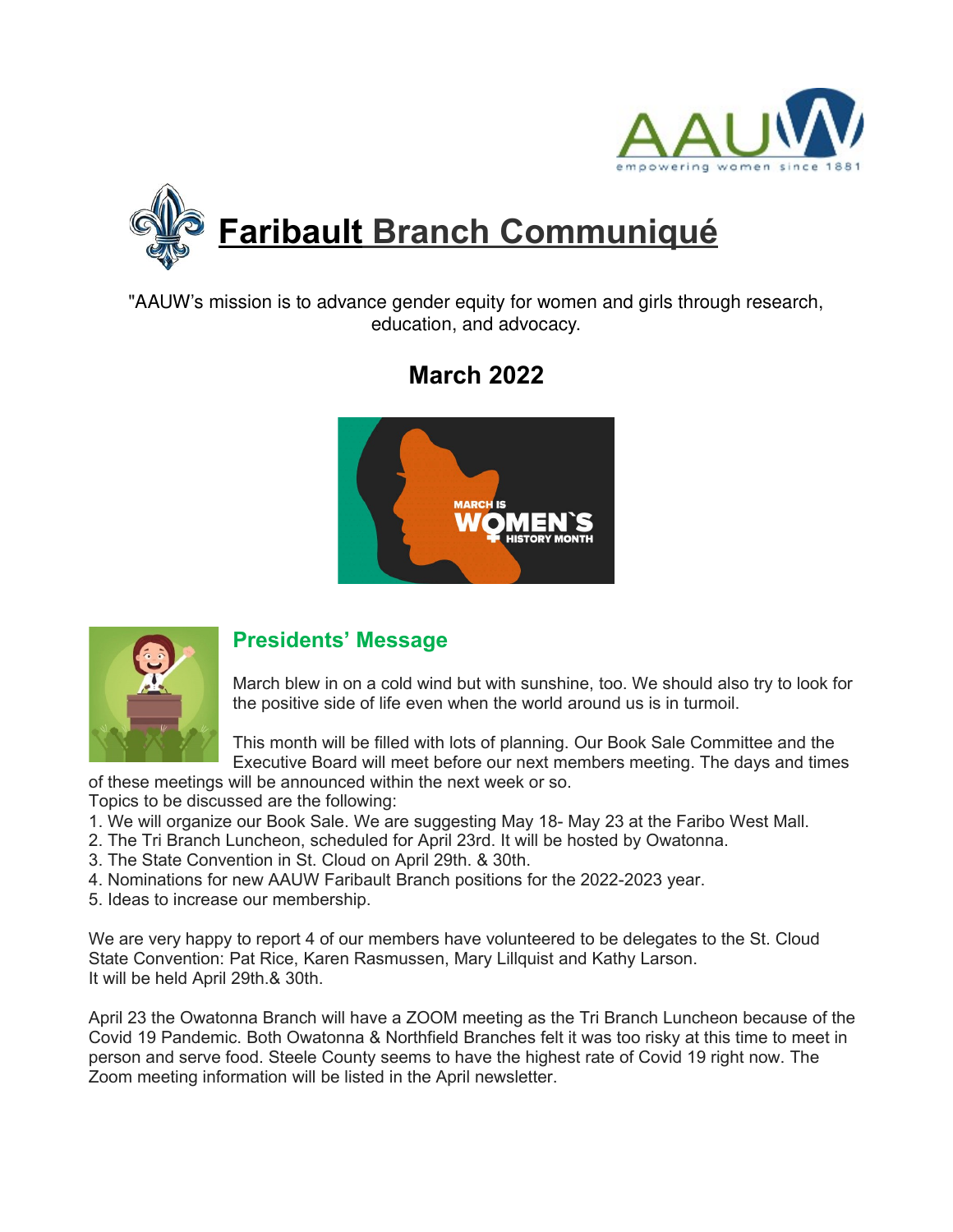# Faribault Branch Communiqué

"AAUW's mission is to advance gender equity for women and girls through research, education, and advocacy.

## March 2022

### Presidents' Message

March blew in on a cold wind but with sunshine, too. We should also try to look for the positive side of life even when the world around us is in turmoil.

This month will be filled with lots of planning. Our Book Sale Committee and the Executive Board will meet before our next members meeting. The days and times of these meetings will be announced within the next week or so.

Topics to be discussed are the following:

1. We will organize our Book Sale. We are suggesting May 18- May 23 at the Faribo West Mall.
2. The Tri Branch Luncheon, scheduled for April 23rd. It will be hosted by Owatonna.
3. The State Convention in St. Cloud on April 29th. & 30th.
4. Nominations for new AAUW Faribault Branch positions for the 2022-2023 year.
5. Ideas to increase our membership.

We are very happy to report 4 of our members have volunteered to be delegates to the St. Cloud State Convention: Pat Rice, Karen Rasmussen, Mary Lillquist and Kathy Larson. It will be held April 29th.& 30th.

April 23 the Owatonna Branch will have a ZOOM meeting as the Tri Branch Luncheon because of the Covid 19 Pandemic. Both Owatonna & Northfield Branches felt it was too risky at this time to meet in person and serve food. Steele County seems to have the highest rate of Covid 19 right now. The Zoom meeting information will be listed in the April newsletter.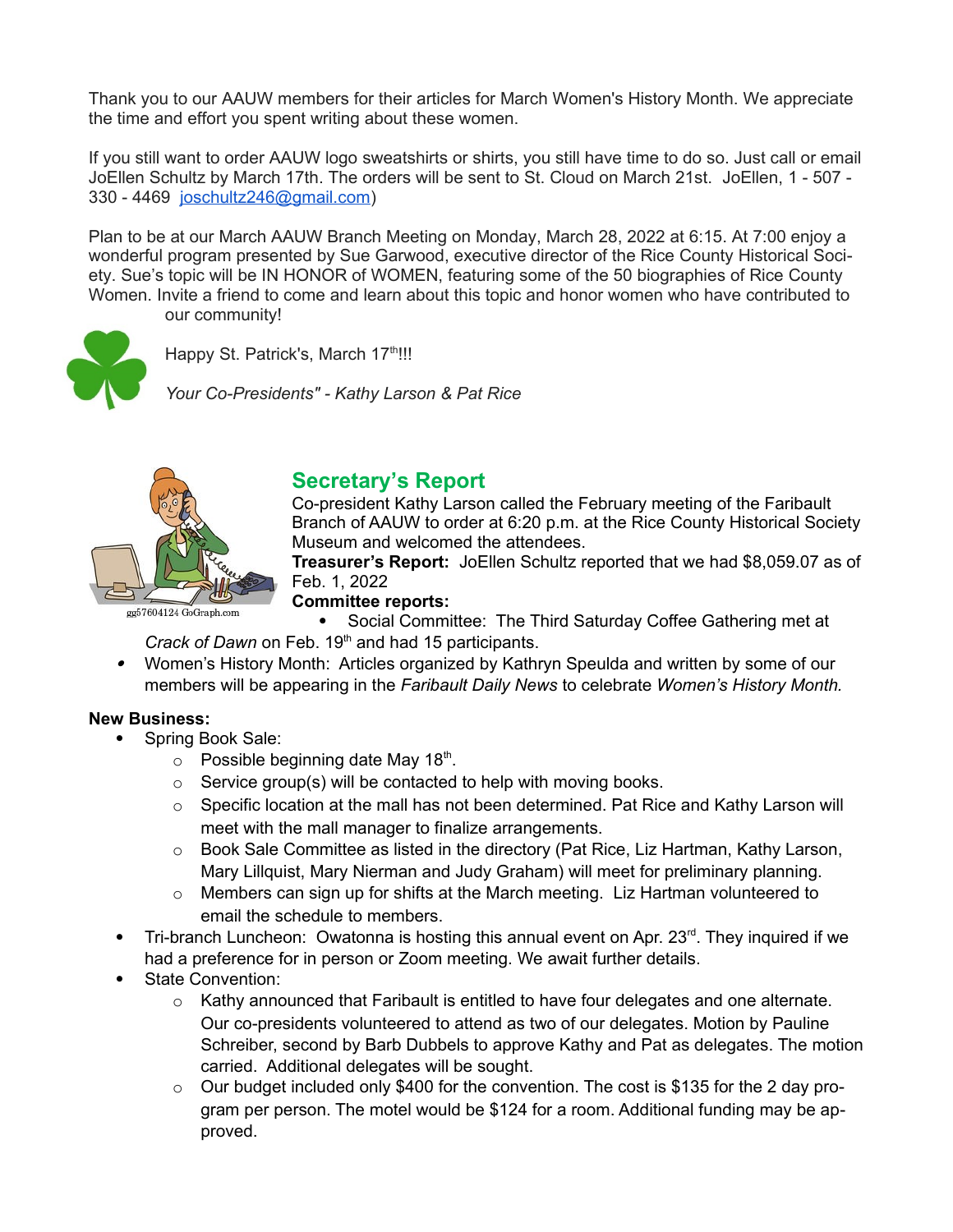Thank you to our AAUW members for their articles for March Women's History Month. We appreciate the time and effort you spent writing about these women.

If you still want to order AAUW logo sweatshirts or shirts, you still have time to do so. Just call or email JoEllen Schultz by March 17th. The orders will be sent to St. Cloud on March 21st. JoEllen, 1 - 507 - 330 - 4469 joschultz246@gmail.com)

Plan to be at our March AAUW Branch Meeting on Monday, March 28, 2022 at 6:15. At 7:00 enjoy a wonderful program presented by Sue Garwood, executive director of the Rice County Historical Society. Sue's topic will be IN HONOR of WOMEN, featuring some of the 50 biographies of Rice County Women. Invite a friend to come and learn about this topic and honor women who have contributed to our community!

Happy St. Patrick's, March 17th!!!

*Your Co-Presidents" - Kathy Larson & Pat Rice*

gg57604124 GoGraph.com

## Secretary's Report

Co-president Kathy Larson called the February meeting of the Faribault Branch of AAUW to order at 6:20 p.m. at the Rice County Historical Society Museum and welcomed the attendees.

**Treasurer's Report:** JoEllen Schultz reported that we had $8,059.07 as of Feb. 1, 2022

**Committee reports:**

- Social Committee: The Third Saturday Coffee Gathering met at *Crack of Dawn* on Feb. 19th and had 15 participants.
- Women's History Month: Articles organized by Kathryn Speulda and written by some of our members will be appearing in the *Faribault Daily News* to celebrate *Women's History Month.*

**New Business:**

- Spring Book Sale:
  - Possible beginning date May 18th.
  - Service group(s) will be contacted to help with moving books.
  - Specific location at the mall has not been determined. Pat Rice and Kathy Larson will meet with the mall manager to finalize arrangements.
  - Book Sale Committee as listed in the directory (Pat Rice, Liz Hartman, Kathy Larson, Mary Lillquist, Mary Nierman and Judy Graham) will meet for preliminary planning.
  - Members can sign up for shifts at the March meeting. Liz Hartman volunteered to email the schedule to members.
- Tri-branch Luncheon: Owatonna is hosting this annual event on Apr. 23rd. They inquired if we had a preference for in person or Zoom meeting. We await further details.
- State Convention:
  - Kathy announced that Faribault is entitled to have four delegates and one alternate. Our co-presidents volunteered to attend as two of our delegates. Motion by Pauline Schreiber, second by Barb Dubbels to approve Kathy and Pat as delegates. The motion carried. Additional delegates will be sought.
  - Our budget included only $400 for the convention. The cost is $135 for the 2 day program per person. The motel would be $124 for a room. Additional funding may be approved.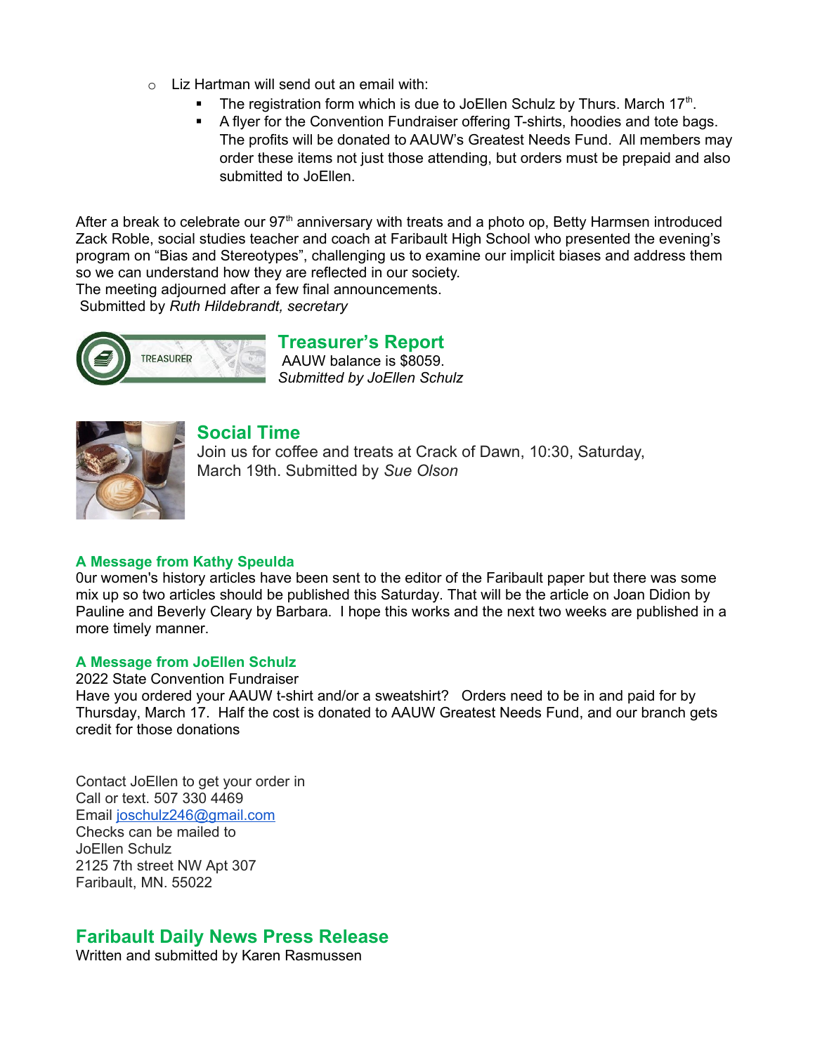- Liz Hartman will send out an email with:
  - The registration form which is due to JoEllen Schulz by Thurs. March 17th.
  - A flyer for the Convention Fundraiser offering T-shirts, hoodies and tote bags. The profits will be donated to AAUW's Greatest Needs Fund. All members may order these items not just those attending, but orders must be prepaid and also submitted to JoEllen.

After a break to celebrate our 97th anniversary with treats and a photo op, Betty Harmsen introduced Zack Roble, social studies teacher and coach at Faribault High School who presented the evening's program on "Bias and Stereotypes", challenging us to examine our implicit biases and address them so we can understand how they are reflected in our society.
The meeting adjourned after a few final announcements.
Submitted by *Ruth Hildebrandt, secretary*

## Treasurer's Report

AAUW balance is $8059.
*Submitted by JoEllen Schulz*

## Social Time

Join us for coffee and treats at Crack of Dawn, 10:30, Saturday, March 19th. Submitted by *Sue Olson*

### A Message from Kathy Speulda

0ur women's history articles have been sent to the editor of the Faribault paper but there was some mix up so two articles should be published this Saturday. That will be the article on Joan Didion by Pauline and Beverly Cleary by Barbara. I hope this works and the next two weeks are published in a more timely manner.

### A Message from JoEllen Schulz

2022 State Convention Fundraiser
Have you ordered your AAUW t-shirt and/or a sweatshirt? Orders need to be in and paid for by Thursday, March 17. Half the cost is donated to AAUW Greatest Needs Fund, and our branch gets credit for those donations

Contact JoEllen to get your order in
Call or text. 507 330 4469
Email joschulz246@gmail.com
Checks can be mailed to
JoEllen Schulz
2125 7th street NW Apt 307
Faribault, MN. 55022

## Faribault Daily News Press Release

Written and submitted by Karen Rasmussen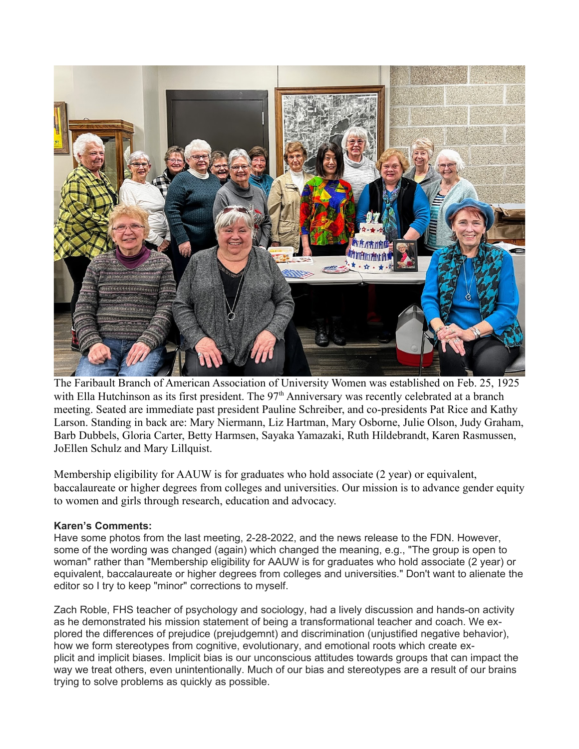The Faribault Branch of American Association of University Women was established on Feb. 25, 1925 with Ella Hutchinson as its first president. The 97th Anniversary was recently celebrated at a branch meeting. Seated are immediate past president Pauline Schreiber, and co-presidents Pat Rice and Kathy Larson. Standing in back are: Mary Niermann, Liz Hartman, Mary Osborne, Julie Olson, Judy Graham, Barb Dubbels, Gloria Carter, Betty Harmsen, Sayaka Yamazaki, Ruth Hildebrandt, Karen Rasmussen, JoEllen Schulz and Mary Lillquist.

Membership eligibility for AAUW is for graduates who hold associate (2 year) or equivalent, baccalaureate or higher degrees from colleges and universities. Our mission is to advance gender equity to women and girls through research, education and advocacy.

**Karen's Comments:**

Have some photos from the last meeting, 2-28-2022, and the news release to the FDN. However, some of the wording was changed (again) which changed the meaning, e.g., "The group is open to woman" rather than "Membership eligibility for AAUW is for graduates who hold associate (2 year) or equivalent, baccalaureate or higher degrees from colleges and universities." Don't want to alienate the editor so I try to keep "minor" corrections to myself.

Zach Roble, FHS teacher of psychology and sociology, had a lively discussion and hands-on activity as he demonstrated his mission statement of being a transformational teacher and coach. We explored the differences of prejudice (prejudgemnt) and discrimination (unjustified negative behavior), how we form stereotypes from cognitive, evolutionary, and emotional roots which create explicit and implicit biases. Implicit bias is our unconscious attitudes towards groups that can impact the way we treat others, even unintentionally. Much of our bias and stereotypes are a result of our brains trying to solve problems as quickly as possible.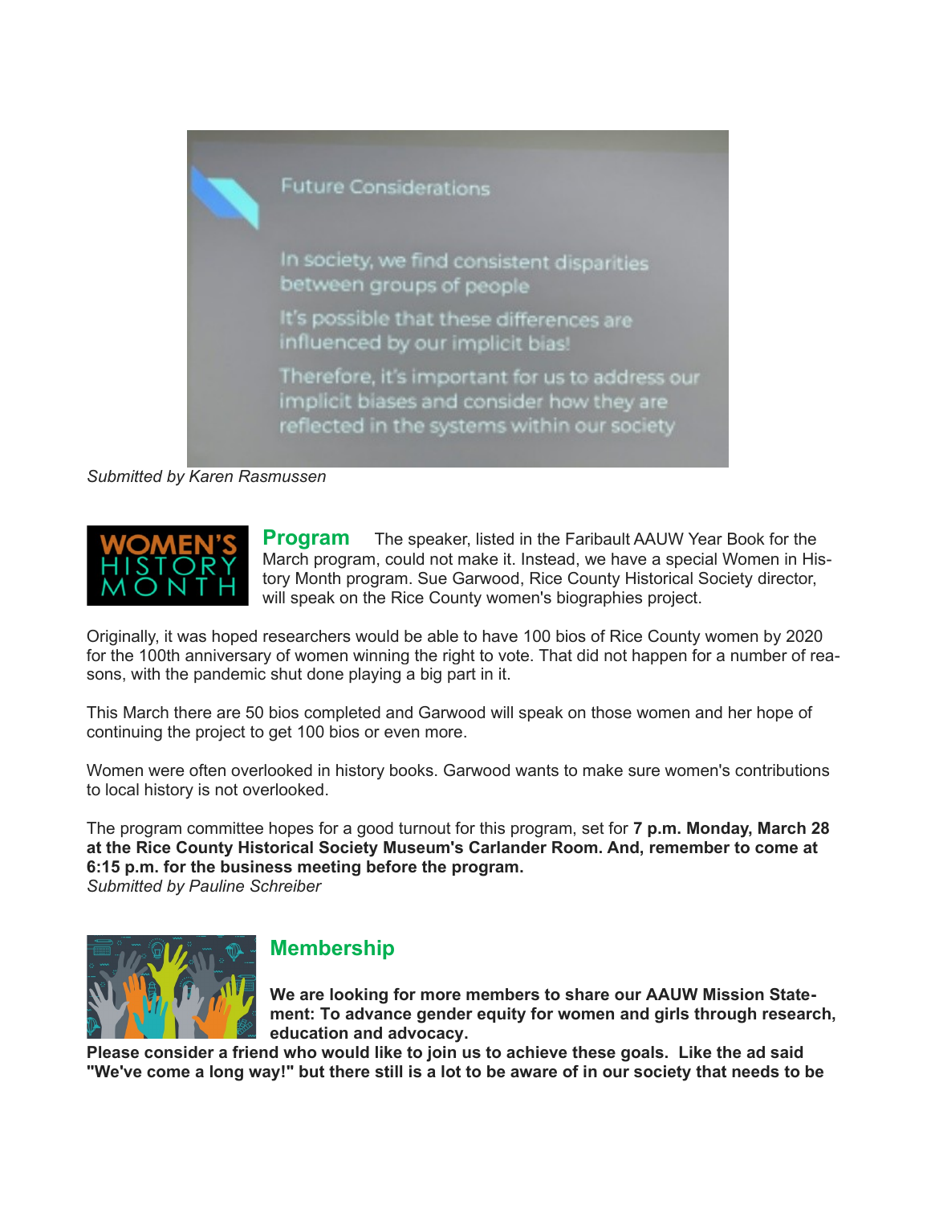Future Considerations

In society, we find consistent disparities between groups of people

It's possible that these differences are influenced by our implicit bias!

Therefore, it's important for us to address our implicit biases and consider how they are reflected in the systems within our society

*Submitted by Karen Rasmussen*

WOMEN'S HISTORY MONTH

## Program

The speaker, listed in the Faribault AAUW Year Book for the March program, could not make it. Instead, we have a special Women in History Month program. Sue Garwood, Rice County Historical Society director, will speak on the Rice County women's biographies project.

Originally, it was hoped researchers would be able to have 100 bios of Rice County women by 2020 for the 100th anniversary of women winning the right to vote. That did not happen for a number of reasons, with the pandemic shut done playing a big part in it.

This March there are 50 bios completed and Garwood will speak on those women and her hope of continuing the project to get 100 bios or even more.

Women were often overlooked in history books. Garwood wants to make sure women's contributions to local history is not overlooked.

The program committee hopes for a good turnout for this program, set for **7 p.m. Monday, March 28 at the Rice County Historical Society Museum's Carlander Room. And, remember to come at 6:15 p.m. for the business meeting before the program.**
*Submitted by Pauline Schreiber*

## Membership

**We are looking for more members to share our AAUW Mission Statement: To advance gender equity for women and girls through research, education and advocacy.**
**Please consider a friend who would like to join us to achieve these goals. Like the ad said "We've come a long way!" but there still is a lot to be aware of in our society that needs to be**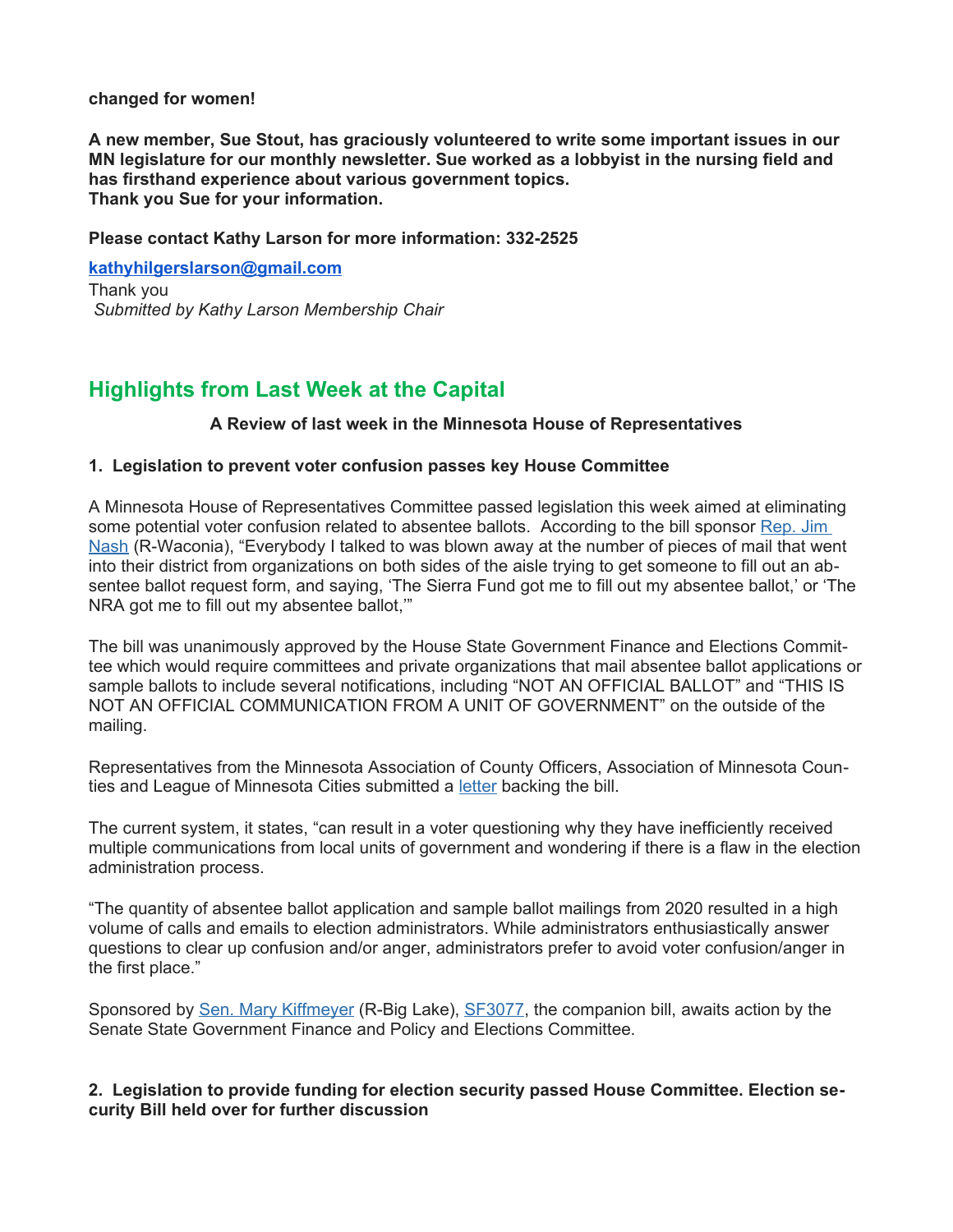**changed for women!**

**A new member, Sue Stout, has graciously volunteered to write some important issues in our MN legislature for our monthly newsletter. Sue worked as a lobbyist in the nursing field and has firsthand experience about various government topics.**
**Thank you Sue for your information.**

**Please contact Kathy Larson for more information: 332-2525**

**kathyhilgerslarson@gmail.com**

Thank you
*Submitted by Kathy Larson Membership Chair*

## Highlights from Last Week at the Capital

**A Review of last week in the Minnesota House of Representatives**

**1. Legislation to prevent voter confusion passes key House Committee**

A Minnesota House of Representatives Committee passed legislation this week aimed at eliminating some potential voter confusion related to absentee ballots. According to the bill sponsor Rep. Jim Nash (R-Waconia), “Everybody I talked to was blown away at the number of pieces of mail that went into their district from organizations on both sides of the aisle trying to get someone to fill out an absentee ballot request form, and saying, ‘The Sierra Fund got me to fill out my absentee ballot,’ or ‘The NRA got me to fill out my absentee ballot,’”

The bill was unanimously approved by the House State Government Finance and Elections Committee which would require committees and private organizations that mail absentee ballot applications or sample ballots to include several notifications, including “NOT AN OFFICIAL BALLOT” and “THIS IS NOT AN OFFICIAL COMMUNICATION FROM A UNIT OF GOVERNMENT” on the outside of the mailing.

Representatives from the Minnesota Association of County Officers, Association of Minnesota Counties and League of Minnesota Cities submitted a letter backing the bill.

The current system, it states, “can result in a voter questioning why they have inefficiently received multiple communications from local units of government and wondering if there is a flaw in the election administration process.

“The quantity of absentee ballot application and sample ballot mailings from 2020 resulted in a high volume of calls and emails to election administrators. While administrators enthusiastically answer questions to clear up confusion and/or anger, administrators prefer to avoid voter confusion/anger in the first place.”

Sponsored by Sen. Mary Kiffmeyer (R-Big Lake), SF3077, the companion bill, awaits action by the Senate State Government Finance and Policy and Elections Committee.

**2. Legislation to provide funding for election security passed House Committee. Election security Bill held over for further discussion**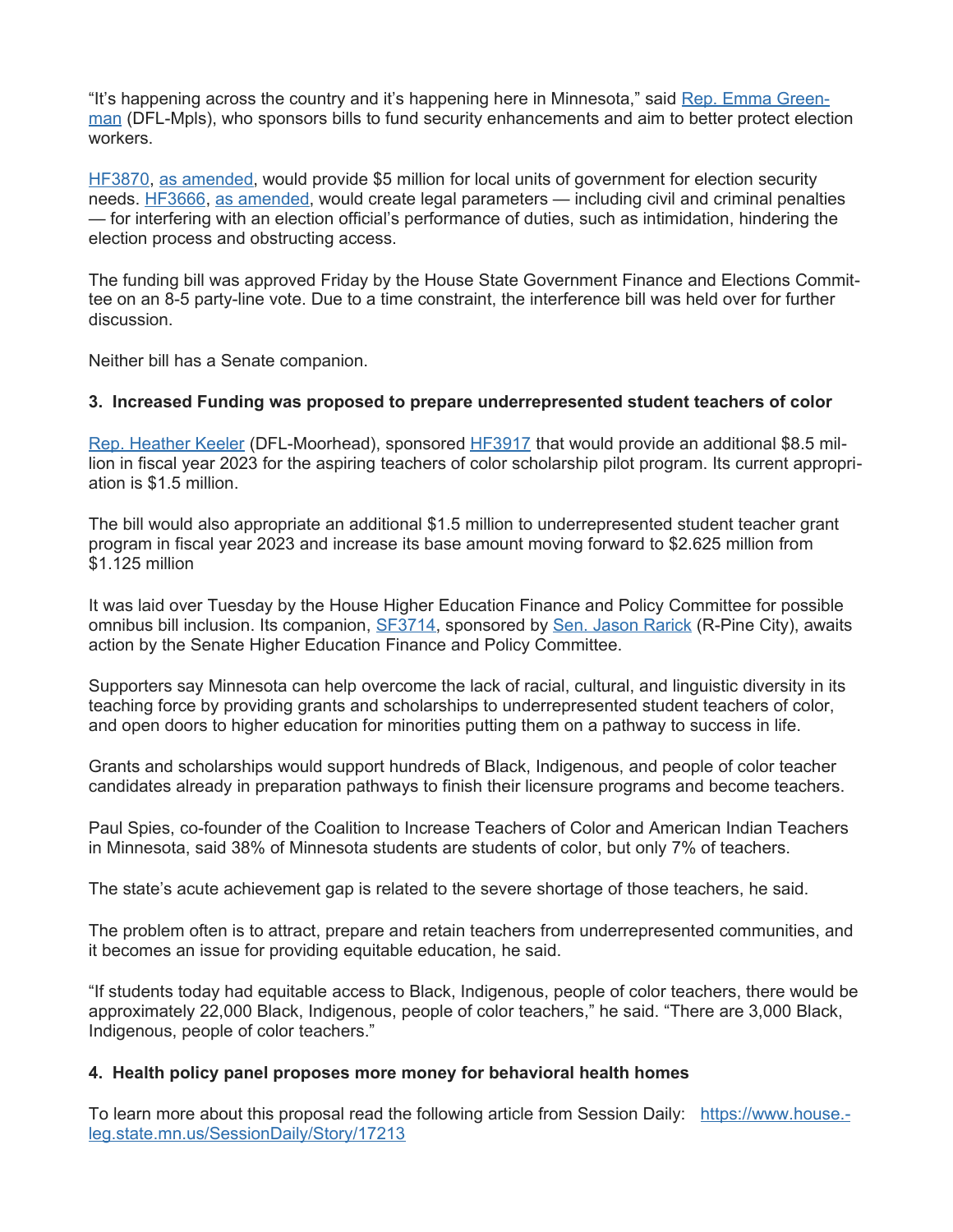"It's happening across the country and it's happening here in Minnesota," said Rep. Emma Greenman (DFL-Mpls), who sponsors bills to fund security enhancements and aim to better protect election workers.

HF3870, as amended, would provide $5 million for local units of government for election security needs. HF3666, as amended, would create legal parameters — including civil and criminal penalties — for interfering with an election official's performance of duties, such as intimidation, hindering the election process and obstructing access.

The funding bill was approved Friday by the House State Government Finance and Elections Committee on an 8-5 party-line vote. Due to a time constraint, the interference bill was held over for further discussion.

Neither bill has a Senate companion.

**3. Increased Funding was proposed to prepare underrepresented student teachers of color**

Rep. Heather Keeler (DFL-Moorhead), sponsored HF3917 that would provide an additional $8.5 million in fiscal year 2023 for the aspiring teachers of color scholarship pilot program. Its current appropriation is $1.5 million.

The bill would also appropriate an additional $1.5 million to underrepresented student teacher grant program in fiscal year 2023 and increase its base amount moving forward to $2.625 million from $1.125 million

It was laid over Tuesday by the House Higher Education Finance and Policy Committee for possible omnibus bill inclusion. Its companion, SF3714, sponsored by Sen. Jason Rarick (R-Pine City), awaits action by the Senate Higher Education Finance and Policy Committee.

Supporters say Minnesota can help overcome the lack of racial, cultural, and linguistic diversity in its teaching force by providing grants and scholarships to underrepresented student teachers of color, and open doors to higher education for minorities putting them on a pathway to success in life.

Grants and scholarships would support hundreds of Black, Indigenous, and people of color teacher candidates already in preparation pathways to finish their licensure programs and become teachers.

Paul Spies, co-founder of the Coalition to Increase Teachers of Color and American Indian Teachers in Minnesota, said 38% of Minnesota students are students of color, but only 7% of teachers.

The state's acute achievement gap is related to the severe shortage of those teachers, he said.

The problem often is to attract, prepare and retain teachers from underrepresented communities, and it becomes an issue for providing equitable education, he said.

"If students today had equitable access to Black, Indigenous, people of color teachers, there would be approximately 22,000 Black, Indigenous, people of color teachers," he said. "There are 3,000 Black, Indigenous, people of color teachers."

**4. Health policy panel proposes more money for behavioral health homes**

To learn more about this proposal read the following article from Session Daily: https://www.house.leg.state.mn.us/SessionDaily/Story/17213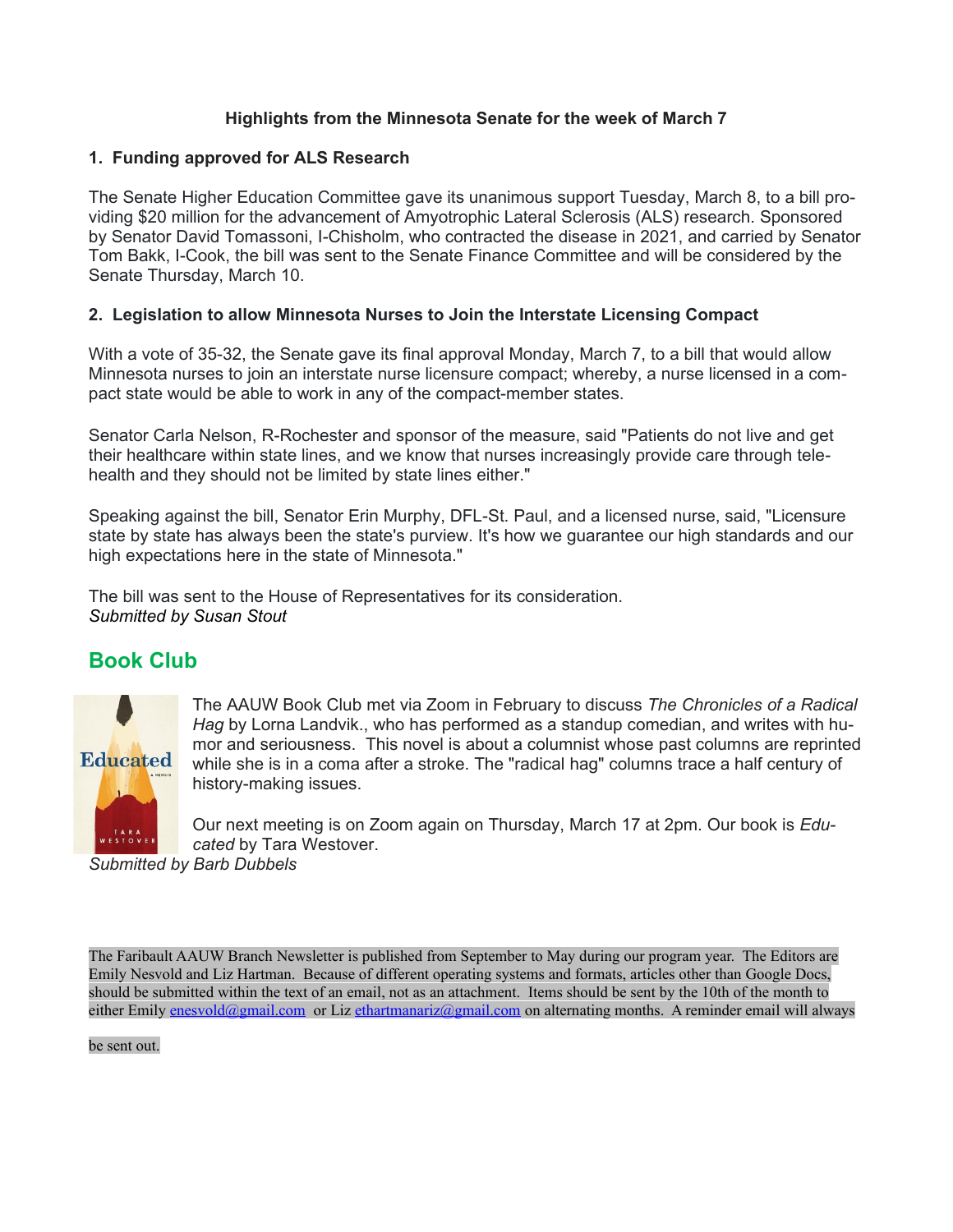**Highlights from the Minnesota Senate for the week of March 7**

**1. Funding approved for ALS Research**

The Senate Higher Education Committee gave its unanimous support Tuesday, March 8, to a bill providing $20 million for the advancement of Amyotrophic Lateral Sclerosis (ALS) research. Sponsored by Senator David Tomassoni, I-Chisholm, who contracted the disease in 2021, and carried by Senator Tom Bakk, I-Cook, the bill was sent to the Senate Finance Committee and will be considered by the Senate Thursday, March 10.

**2. Legislation to allow Minnesota Nurses to Join the Interstate Licensing Compact**

With a vote of 35-32, the Senate gave its final approval Monday, March 7, to a bill that would allow Minnesota nurses to join an interstate nurse licensure compact; whereby, a nurse licensed in a compact state would be able to work in any of the compact-member states.

Senator Carla Nelson, R-Rochester and sponsor of the measure, said "Patients do not live and get their healthcare within state lines, and we know that nurses increasingly provide care through telehealth and they should not be limited by state lines either."

Speaking against the bill, Senator Erin Murphy, DFL-St. Paul, and a licensed nurse, said, "Licensure state by state has always been the state's purview. It's how we guarantee our high standards and our high expectations here in the state of Minnesota."

The bill was sent to the House of Representatives for its consideration.
*Submitted by Susan Stout*

## Book Club

The AAUW Book Club met via Zoom in February to discuss *The Chronicles of a Radical Hag* by Lorna Landvik., who has performed as a standup comedian, and writes with humor and seriousness. This novel is about a columnist whose past columns are reprinted while she is in a coma after a stroke. The "radical hag" columns trace a half century of history-making issues.

Our next meeting is on Zoom again on Thursday, March 17 at 2pm. Our book is *Educated* by Tara Westover.
*Submitted by Barb Dubbels*

The Faribault AAUW Branch Newsletter is published from September to May during our program year. The Editors are Emily Nesvold and Liz Hartman. Because of different operating systems and formats, articles other than Google Docs, should be submitted within the text of an email, not as an attachment. Items should be sent by the 10th of the month to either Emily enesvold@gmail.com or Liz ethartmanariz@gmail.com on alternating months. A reminder email will always be sent out.